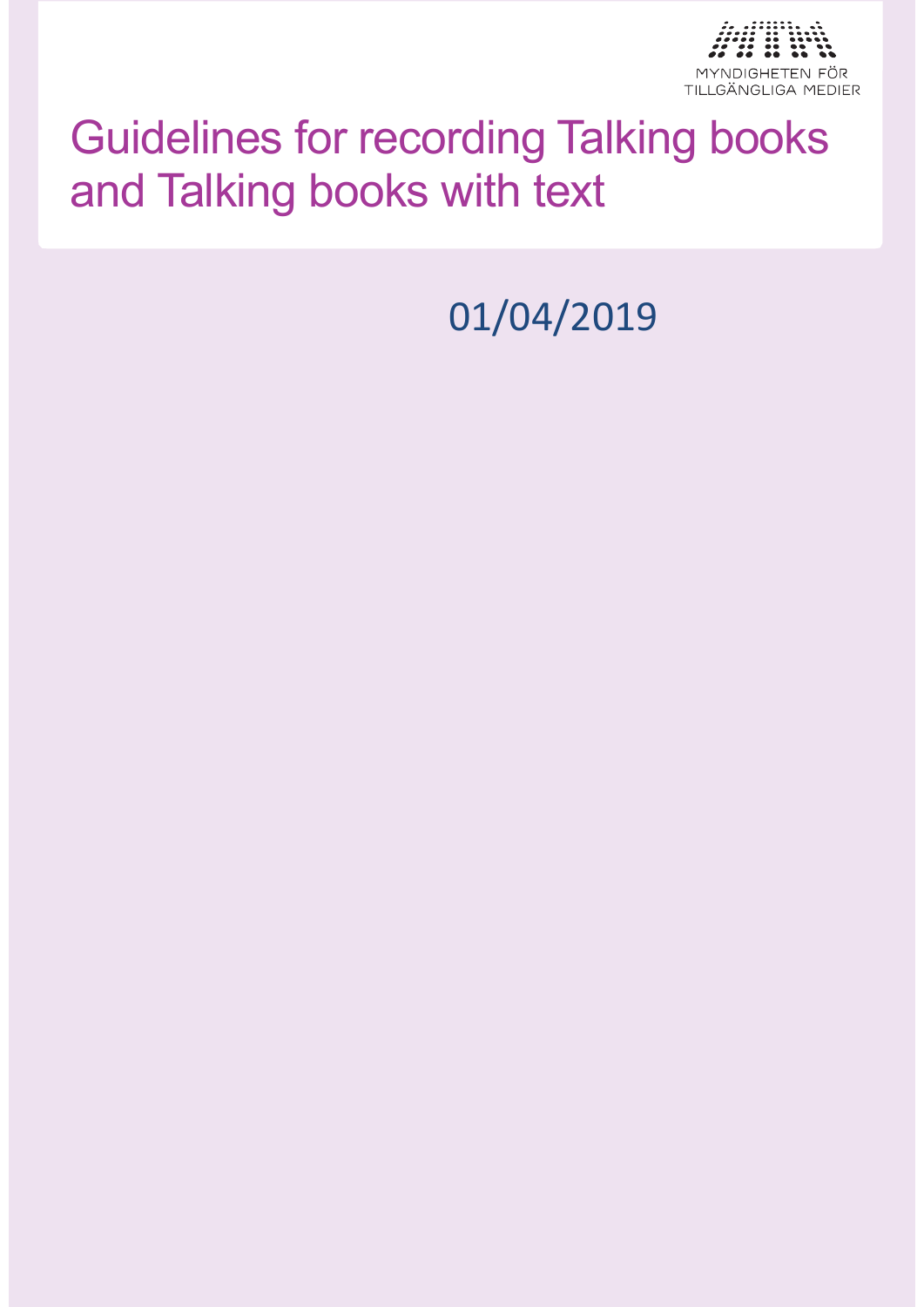MYNDIGHETEN FÖR TILLGÄNGLIGA MEDIER

# Guidelines for recording Talking books and Talking books with text

01/04/2019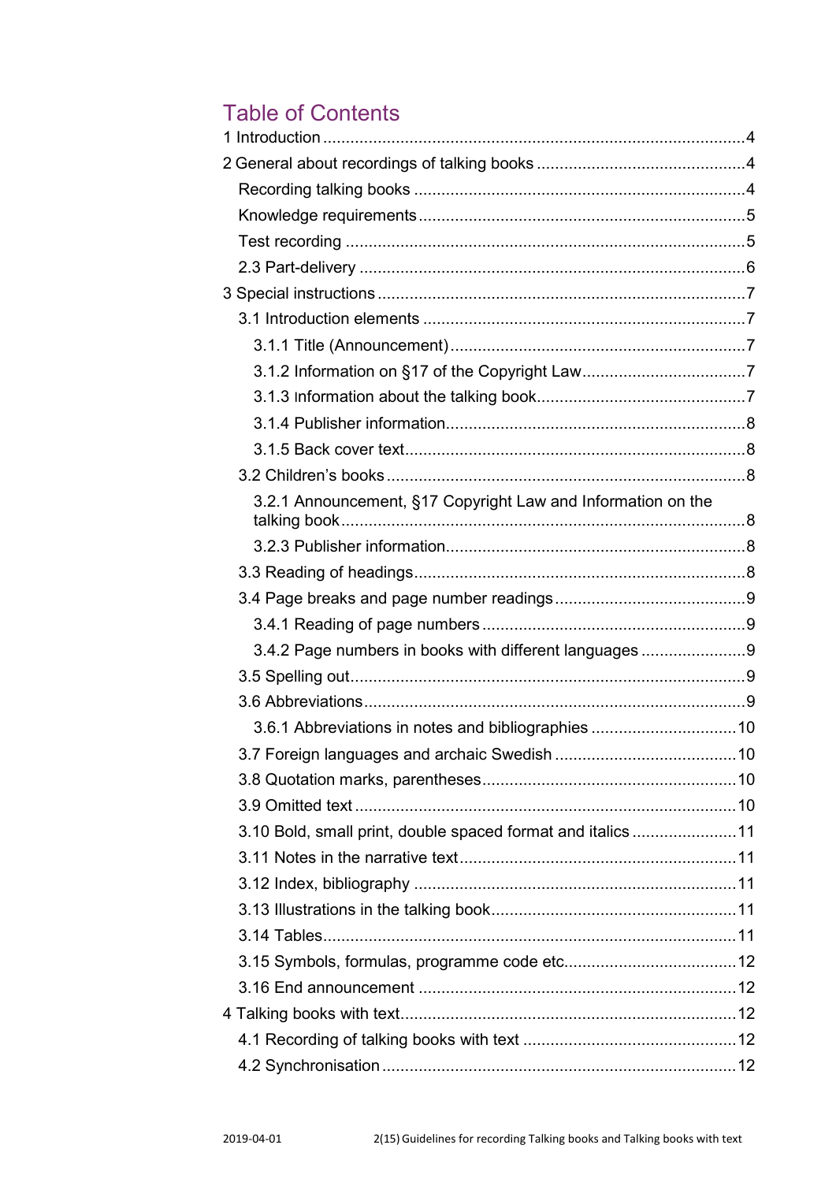# Table of Contents

1 Introduction ........................................................................................ 4

2 General about recordings of talking books ............................................ 4

- Recording talking books ........................................................................ 4
- Knowledge requirements ........................................................................ 5
- Test recording ........................................................................................ 5
- 2.3 Part-delivery .................................................................................... 6

3 Special instructions ................................................................................ 7

- 3.1 Introduction elements ...................................................................... 7
  - 3.1.1 Title (Announcement) ................................................................ 7
  - 3.1.2 Information on §17 of the Copyright Law .................................. 7
  - 3.1.3 Information about the talking book ............................................ 7
  - 3.1.4 Publisher information ................................................................. 8
  - 3.1.5 Back cover text .......................................................................... 8
- 3.2 Children's books .............................................................................. 8
  - 3.2.1 Announcement, §17 Copyright Law and Information on the talking book ........................................................................................ 8
  - 3.2.3 Publisher information ................................................................. 8
- 3.3 Reading of headings ........................................................................ 8
- 3.4 Page breaks and page number readings .......................................... 9
  - 3.4.1 Reading of page numbers .......................................................... 9
  - 3.4.2 Page numbers in books with different languages ...................... 9
- 3.5 Spelling out ..................................................................................... 9
- 3.6 Abbreviations ................................................................................... 9
  - 3.6.1 Abbreviations in notes and bibliographies ................................ 10
- 3.7 Foreign languages and archaic Swedish ......................................... 10
- 3.8 Quotation marks, parentheses ........................................................ 10
- 3.9 Omitted text ................................................................................... 10
- 3.10 Bold, small print, double spaced format and italics ...................... 11
- 3.11 Notes in the narrative text ............................................................ 11
- 3.12 Index, bibliography ....................................................................... 11
- 3.13 Illustrations in the talking book ..................................................... 11
- 3.14 Tables ........................................................................................... 11
- 3.15 Symbols, formulas, programme code etc. ..................................... 12
- 3.16 End announcement ...................................................................... 12

4 Talking books with text ......................................................................... 12

- 4.1 Recording of talking books with text ............................................... 12
- 4.2 Synchronisation ............................................................................. 12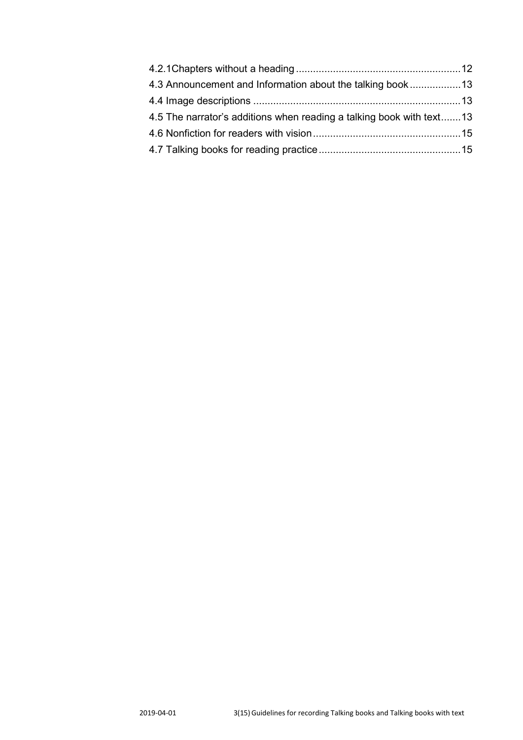4.2.1Chapters without a heading .......................................................... 12
4.3 Announcement and Information about the talking book .................. 13
4.4 Image descriptions ......................................................................... 13
4.5 The narrator's additions when reading a talking book with text ....... 13
4.6 Nonfiction for readers with vision .................................................... 15
4.7 Talking books for reading practice .................................................. 15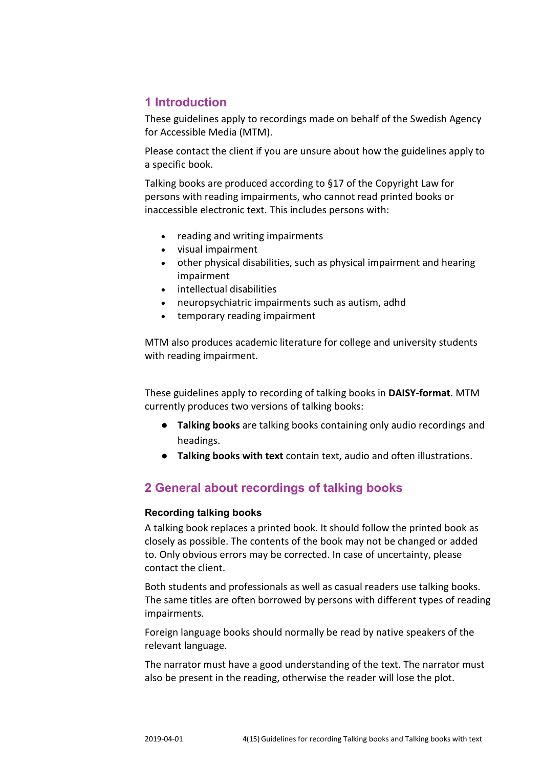## 1 Introduction

These guidelines apply to recordings made on behalf of the Swedish Agency for Accessible Media (MTM).

Please contact the client if you are unsure about how the guidelines apply to a specific book.

Talking books are produced according to §17 of the Copyright Law for persons with reading impairments, who cannot read printed books or inaccessible electronic text. This includes persons with:

- reading and writing impairments
- visual impairment
- other physical disabilities, such as physical impairment and hearing impairment
- intellectual disabilities
- neuropsychiatric impairments such as autism, adhd
- temporary reading impairment

MTM also produces academic literature for college and university students with reading impairment.

These guidelines apply to recording of talking books in **DAISY-format**. MTM currently produces two versions of talking books:

- **Talking books** are talking books containing only audio recordings and headings.
- **Talking books with text** contain text, audio and often illustrations.

## 2 General about recordings of talking books

### Recording talking books

A talking book replaces a printed book. It should follow the printed book as closely as possible. The contents of the book may not be changed or added to. Only obvious errors may be corrected. In case of uncertainty, please contact the client.

Both students and professionals as well as casual readers use talking books. The same titles are often borrowed by persons with different types of reading impairments.

Foreign language books should normally be read by native speakers of the relevant language.

The narrator must have a good understanding of the text. The narrator must also be present in the reading, otherwise the reader will lose the plot.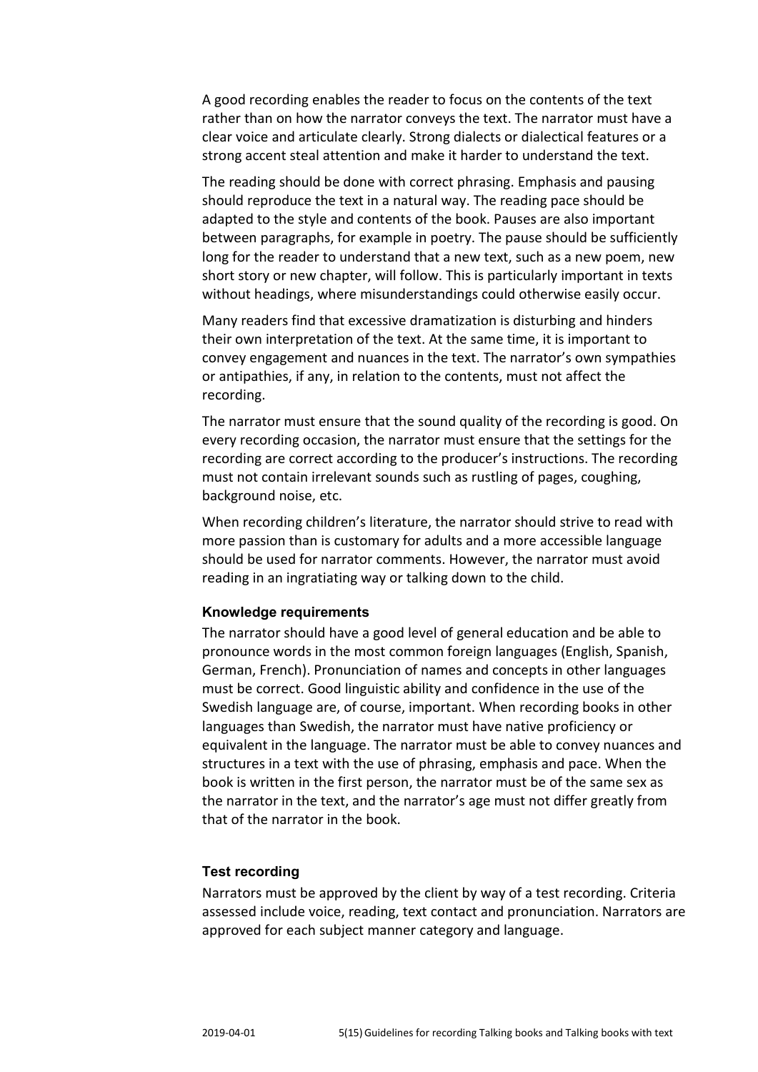A good recording enables the reader to focus on the contents of the text rather than on how the narrator conveys the text. The narrator must have a clear voice and articulate clearly. Strong dialects or dialectical features or a strong accent steal attention and make it harder to understand the text.

The reading should be done with correct phrasing. Emphasis and pausing should reproduce the text in a natural way. The reading pace should be adapted to the style and contents of the book. Pauses are also important between paragraphs, for example in poetry. The pause should be sufficiently long for the reader to understand that a new text, such as a new poem, new short story or new chapter, will follow. This is particularly important in texts without headings, where misunderstandings could otherwise easily occur.

Many readers find that excessive dramatization is disturbing and hinders their own interpretation of the text. At the same time, it is important to convey engagement and nuances in the text. The narrator's own sympathies or antipathies, if any, in relation to the contents, must not affect the recording.

The narrator must ensure that the sound quality of the recording is good. On every recording occasion, the narrator must ensure that the settings for the recording are correct according to the producer's instructions. The recording must not contain irrelevant sounds such as rustling of pages, coughing, background noise, etc.

When recording children's literature, the narrator should strive to read with more passion than is customary for adults and a more accessible language should be used for narrator comments. However, the narrator must avoid reading in an ingratiating way or talking down to the child.

#### Knowledge requirements

The narrator should have a good level of general education and be able to pronounce words in the most common foreign languages (English, Spanish, German, French). Pronunciation of names and concepts in other languages must be correct. Good linguistic ability and confidence in the use of the Swedish language are, of course, important. When recording books in other languages than Swedish, the narrator must have native proficiency or equivalent in the language. The narrator must be able to convey nuances and structures in a text with the use of phrasing, emphasis and pace. When the book is written in the first person, the narrator must be of the same sex as the narrator in the text, and the narrator's age must not differ greatly from that of the narrator in the book.

#### Test recording

Narrators must be approved by the client by way of a test recording. Criteria assessed include voice, reading, text contact and pronunciation. Narrators are approved for each subject manner category and language.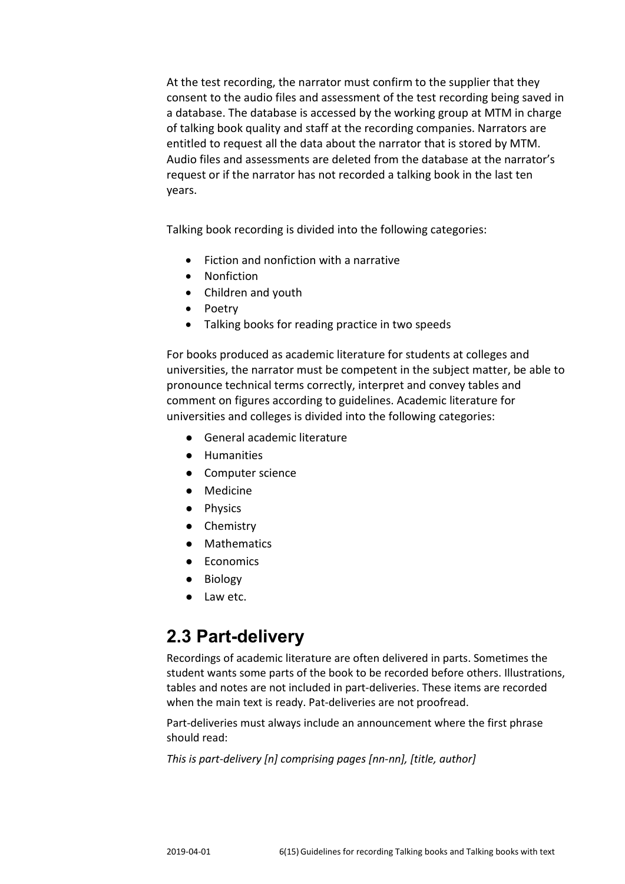At the test recording, the narrator must confirm to the supplier that they consent to the audio files and assessment of the test recording being saved in a database. The database is accessed by the working group at MTM in charge of talking book quality and staff at the recording companies. Narrators are entitled to request all the data about the narrator that is stored by MTM. Audio files and assessments are deleted from the database at the narrator's request or if the narrator has not recorded a talking book in the last ten years.

Talking book recording is divided into the following categories:

- Fiction and nonfiction with a narrative
- Nonfiction
- Children and youth
- Poetry
- Talking books for reading practice in two speeds

For books produced as academic literature for students at colleges and universities, the narrator must be competent in the subject matter, be able to pronounce technical terms correctly, interpret and convey tables and comment on figures according to guidelines. Academic literature for universities and colleges is divided into the following categories:

- General academic literature
- Humanities
- Computer science
- Medicine
- Physics
- Chemistry
- Mathematics
- Economics
- Biology
- Law etc.

## 2.3 Part-delivery

Recordings of academic literature are often delivered in parts. Sometimes the student wants some parts of the book to be recorded before others. Illustrations, tables and notes are not included in part-deliveries. These items are recorded when the main text is ready. Pat-deliveries are not proofread.

Part-deliveries must always include an announcement where the first phrase should read:

*This is part-delivery [n] comprising pages [nn-nn], [title, author]*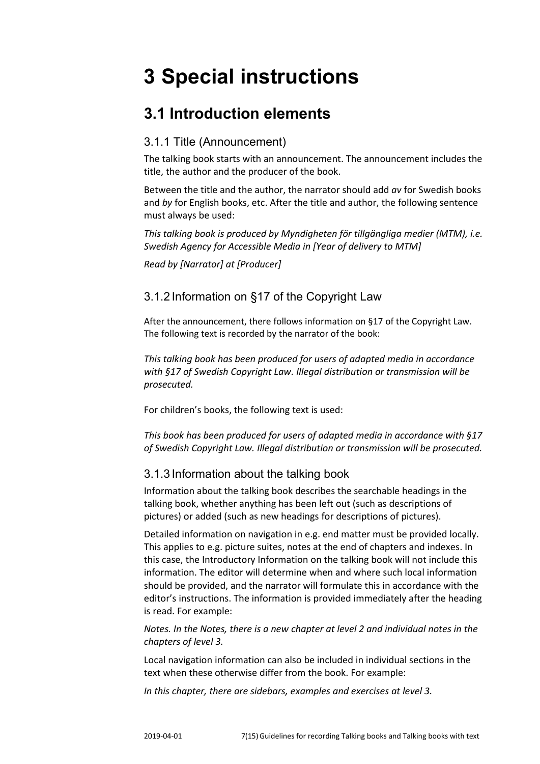# 3 Special instructions

## 3.1 Introduction elements

### 3.1.1 Title (Announcement)

The talking book starts with an announcement. The announcement includes the title, the author and the producer of the book.

Between the title and the author, the narrator should add *av* for Swedish books and *by* for English books, etc. After the title and author, the following sentence must always be used:

*This talking book is produced by Myndigheten för tillgängliga medier (MTM), i.e. Swedish Agency for Accessible Media in [Year of delivery to MTM]*

*Read by [Narrator] at [Producer]*

### 3.1.2 Information on §17 of the Copyright Law

After the announcement, there follows information on §17 of the Copyright Law. The following text is recorded by the narrator of the book:

*This talking book has been produced for users of adapted media in accordance with §17 of Swedish Copyright Law. Illegal distribution or transmission will be prosecuted.*

For children's books, the following text is used:

*This book has been produced for users of adapted media in accordance with §17 of Swedish Copyright Law. Illegal distribution or transmission will be prosecuted.*

### 3.1.3 Information about the talking book

Information about the talking book describes the searchable headings in the talking book, whether anything has been left out (such as descriptions of pictures) or added (such as new headings for descriptions of pictures).

Detailed information on navigation in e.g. end matter must be provided locally. This applies to e.g. picture suites, notes at the end of chapters and indexes. In this case, the Introductory Information on the talking book will not include this information. The editor will determine when and where such local information should be provided, and the narrator will formulate this in accordance with the editor's instructions. The information is provided immediately after the heading is read. For example:

*Notes. In the Notes, there is a new chapter at level 2 and individual notes in the chapters of level 3.*

Local navigation information can also be included in individual sections in the text when these otherwise differ from the book. For example:

*In this chapter, there are sidebars, examples and exercises at level 3.*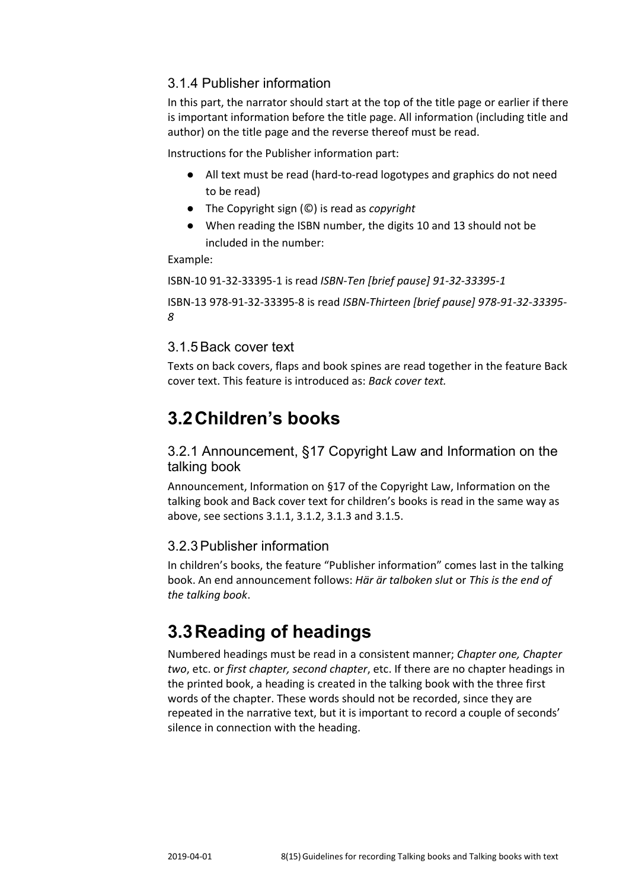### 3.1.4 Publisher information

In this part, the narrator should start at the top of the title page or earlier if there is important information before the title page. All information (including title and author) on the title page and the reverse thereof must be read.

Instructions for the Publisher information part:

- All text must be read (hard-to-read logotypes and graphics do not need to be read)
- The Copyright sign (©) is read as *copyright*
- When reading the ISBN number, the digits 10 and 13 should not be included in the number:

Example:

ISBN-10 91-32-33395-1 is read *ISBN-Ten [brief pause] 91-32-33395-1*

ISBN-13 978-91-32-33395-8 is read *ISBN-Thirteen [brief pause] 978-91-32-33395-8*

### 3.1.5 Back cover text

Texts on back covers, flaps and book spines are read together in the feature Back cover text. This feature is introduced as: *Back cover text.*

## 3.2 Children's books

### 3.2.1 Announcement, §17 Copyright Law and Information on the talking book

Announcement, Information on §17 of the Copyright Law, Information on the talking book and Back cover text for children's books is read in the same way as above, see sections 3.1.1, 3.1.2, 3.1.3 and 3.1.5.

### 3.2.3 Publisher information

In children's books, the feature "Publisher information" comes last in the talking book. An end announcement follows: *Här är talboken slut* or *This is the end of the talking book*.

## 3.3 Reading of headings

Numbered headings must be read in a consistent manner; *Chapter one, Chapter two*, etc. or *first chapter, second chapter*, etc. If there are no chapter headings in the printed book, a heading is created in the talking book with the three first words of the chapter. These words should not be recorded, since they are repeated in the narrative text, but it is important to record a couple of seconds' silence in connection with the heading.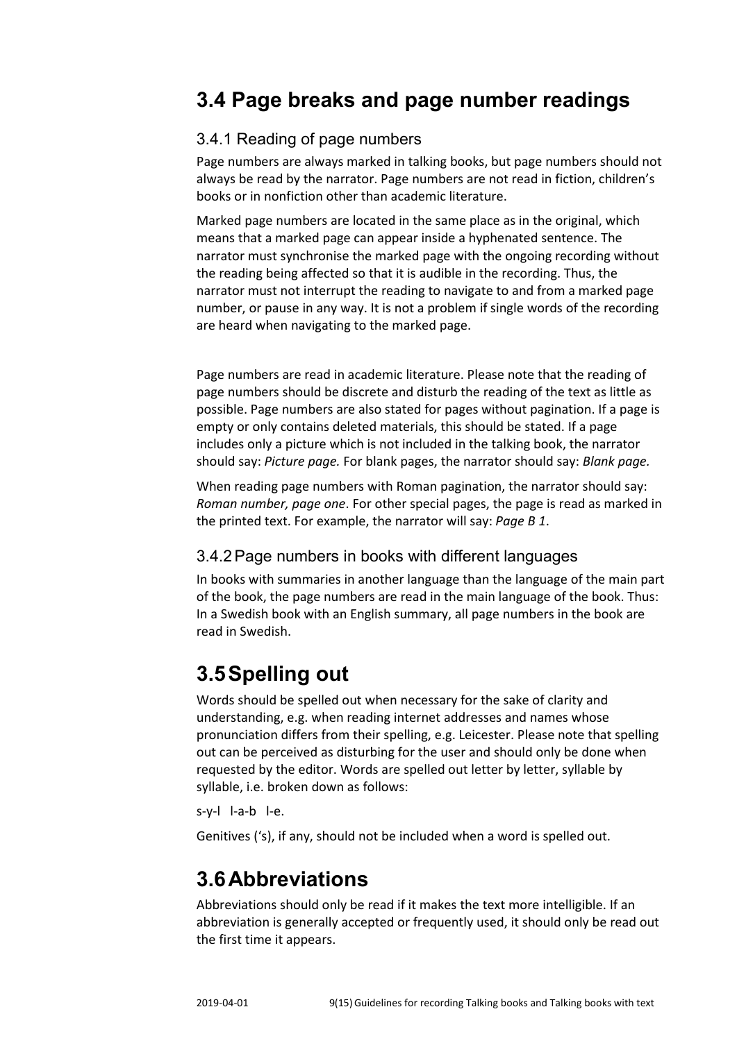## 3.4 Page breaks and page number readings

### 3.4.1 Reading of page numbers

Page numbers are always marked in talking books, but page numbers should not always be read by the narrator. Page numbers are not read in fiction, children's books or in nonfiction other than academic literature.

Marked page numbers are located in the same place as in the original, which means that a marked page can appear inside a hyphenated sentence. The narrator must synchronise the marked page with the ongoing recording without the reading being affected so that it is audible in the recording. Thus, the narrator must not interrupt the reading to navigate to and from a marked page number, or pause in any way. It is not a problem if single words of the recording are heard when navigating to the marked page.

Page numbers are read in academic literature. Please note that the reading of page numbers should be discrete and disturb the reading of the text as little as possible. Page numbers are also stated for pages without pagination. If a page is empty or only contains deleted materials, this should be stated. If a page includes only a picture which is not included in the talking book, the narrator should say: *Picture page.* For blank pages, the narrator should say: *Blank page.*

When reading page numbers with Roman pagination, the narrator should say: *Roman number, page one*. For other special pages, the page is read as marked in the printed text. For example, the narrator will say: *Page B 1*.

### 3.4.2 Page numbers in books with different languages

In books with summaries in another language than the language of the main part of the book, the page numbers are read in the main language of the book. Thus: In a Swedish book with an English summary, all page numbers in the book are read in Swedish.

## 3.5 Spelling out

Words should be spelled out when necessary for the sake of clarity and understanding, e.g. when reading internet addresses and names whose pronunciation differs from their spelling, e.g. Leicester. Please note that spelling out can be perceived as disturbing for the user and should only be done when requested by the editor. Words are spelled out letter by letter, syllable by syllable, i.e. broken down as follows:

s-y-l l-a-b l-e.

Genitives ('s), if any, should not be included when a word is spelled out.

## 3.6 Abbreviations

Abbreviations should only be read if it makes the text more intelligible. If an abbreviation is generally accepted or frequently used, it should only be read out the first time it appears.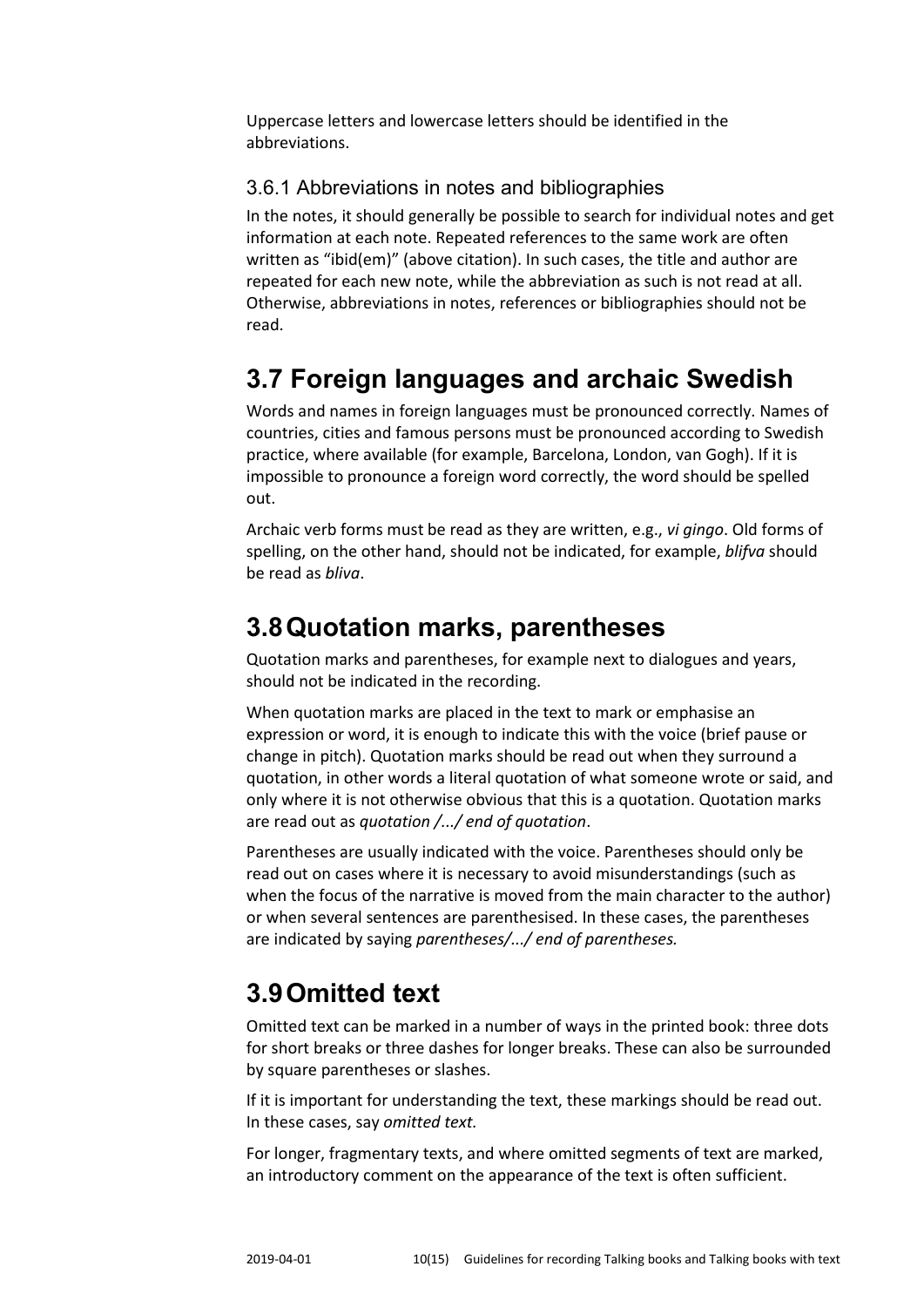Uppercase letters and lowercase letters should be identified in the abbreviations.

### 3.6.1 Abbreviations in notes and bibliographies

In the notes, it should generally be possible to search for individual notes and get information at each note. Repeated references to the same work are often written as "ibid(em)" (above citation). In such cases, the title and author are repeated for each new note, while the abbreviation as such is not read at all. Otherwise, abbreviations in notes, references or bibliographies should not be read.

## 3.7 Foreign languages and archaic Swedish

Words and names in foreign languages must be pronounced correctly. Names of countries, cities and famous persons must be pronounced according to Swedish practice, where available (for example, Barcelona, London, van Gogh). If it is impossible to pronounce a foreign word correctly, the word should be spelled out.

Archaic verb forms must be read as they are written, e.g., *vi gingo*. Old forms of spelling, on the other hand, should not be indicated, for example, *blifva* should be read as *bliva*.

## 3.8 Quotation marks, parentheses

Quotation marks and parentheses, for example next to dialogues and years, should not be indicated in the recording.

When quotation marks are placed in the text to mark or emphasise an expression or word, it is enough to indicate this with the voice (brief pause or change in pitch). Quotation marks should be read out when they surround a quotation, in other words a literal quotation of what someone wrote or said, and only where it is not otherwise obvious that this is a quotation. Quotation marks are read out as *quotation /.../ end of quotation*.

Parentheses are usually indicated with the voice. Parentheses should only be read out on cases where it is necessary to avoid misunderstandings (such as when the focus of the narrative is moved from the main character to the author) or when several sentences are parenthesised. In these cases, the parentheses are indicated by saying *parentheses/.../ end of parentheses.*

## 3.9 Omitted text

Omitted text can be marked in a number of ways in the printed book: three dots for short breaks or three dashes for longer breaks. These can also be surrounded by square parentheses or slashes.

If it is important for understanding the text, these markings should be read out. In these cases, say *omitted text.*

For longer, fragmentary texts, and where omitted segments of text are marked, an introductory comment on the appearance of the text is often sufficient.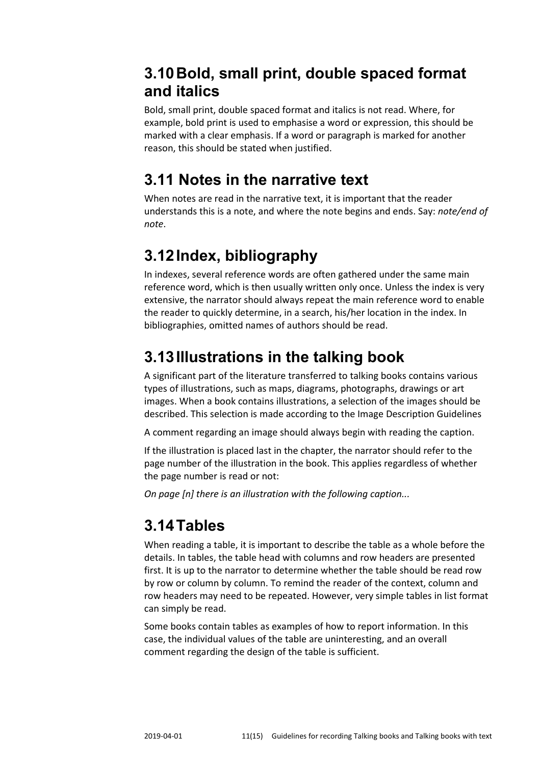## 3.10 Bold, small print, double spaced format and italics

Bold, small print, double spaced format and italics is not read. Where, for example, bold print is used to emphasise a word or expression, this should be marked with a clear emphasis. If a word or paragraph is marked for another reason, this should be stated when justified.

## 3.11 Notes in the narrative text

When notes are read in the narrative text, it is important that the reader understands this is a note, and where the note begins and ends. Say: *note/end of note*.

## 3.12 Index, bibliography

In indexes, several reference words are often gathered under the same main reference word, which is then usually written only once. Unless the index is very extensive, the narrator should always repeat the main reference word to enable the reader to quickly determine, in a search, his/her location in the index. In bibliographies, omitted names of authors should be read.

## 3.13 Illustrations in the talking book

A significant part of the literature transferred to talking books contains various types of illustrations, such as maps, diagrams, photographs, drawings or art images. When a book contains illustrations, a selection of the images should be described. This selection is made according to the Image Description Guidelines

A comment regarding an image should always begin with reading the caption.

If the illustration is placed last in the chapter, the narrator should refer to the page number of the illustration in the book. This applies regardless of whether the page number is read or not:

*On page [n] there is an illustration with the following caption...*

## 3.14 Tables

When reading a table, it is important to describe the table as a whole before the details. In tables, the table head with columns and row headers are presented first. It is up to the narrator to determine whether the table should be read row by row or column by column. To remind the reader of the context, column and row headers may need to be repeated. However, very simple tables in list format can simply be read.

Some books contain tables as examples of how to report information. In this case, the individual values of the table are uninteresting, and an overall comment regarding the design of the table is sufficient.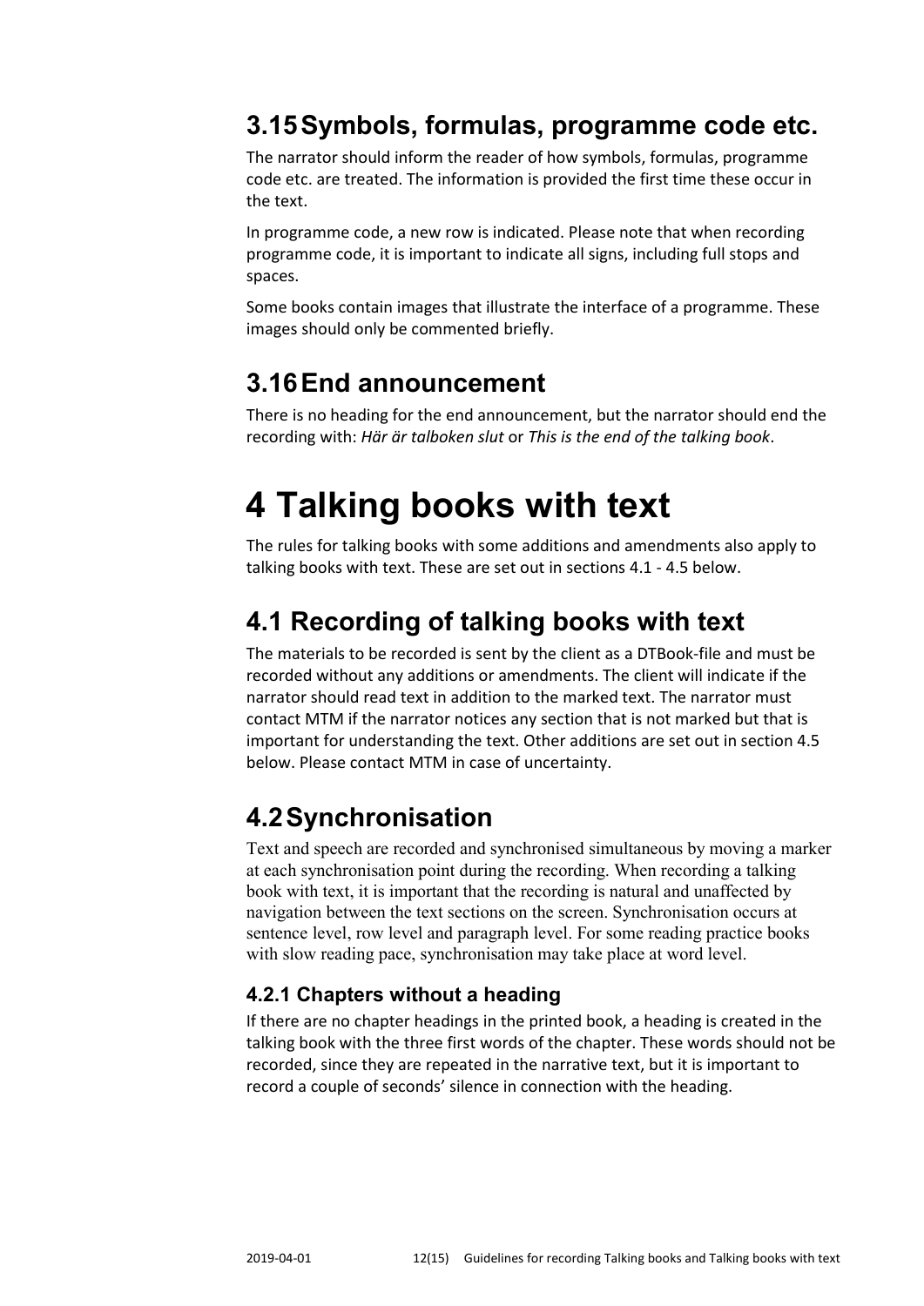## 3.15 Symbols, formulas, programme code etc.

The narrator should inform the reader of how symbols, formulas, programme code etc. are treated. The information is provided the first time these occur in the text.

In programme code, a new row is indicated. Please note that when recording programme code, it is important to indicate all signs, including full stops and spaces.

Some books contain images that illustrate the interface of a programme. These images should only be commented briefly.

## 3.16 End announcement

There is no heading for the end announcement, but the narrator should end the recording with: *Här är talboken slut* or *This is the end of the talking book*.

# 4 Talking books with text

The rules for talking books with some additions and amendments also apply to talking books with text. These are set out in sections 4.1 - 4.5 below.

## 4.1 Recording of talking books with text

The materials to be recorded is sent by the client as a DTBook-file and must be recorded without any additions or amendments. The client will indicate if the narrator should read text in addition to the marked text. The narrator must contact MTM if the narrator notices any section that is not marked but that is important for understanding the text. Other additions are set out in section 4.5 below. Please contact MTM in case of uncertainty.

## 4.2 Synchronisation

Text and speech are recorded and synchronised simultaneous by moving a marker at each synchronisation point during the recording. When recording a talking book with text, it is important that the recording is natural and unaffected by navigation between the text sections on the screen. Synchronisation occurs at sentence level, row level and paragraph level. For some reading practice books with slow reading pace, synchronisation may take place at word level.

### 4.2.1 Chapters without a heading

If there are no chapter headings in the printed book, a heading is created in the talking book with the three first words of the chapter. These words should not be recorded, since they are repeated in the narrative text, but it is important to record a couple of seconds' silence in connection with the heading.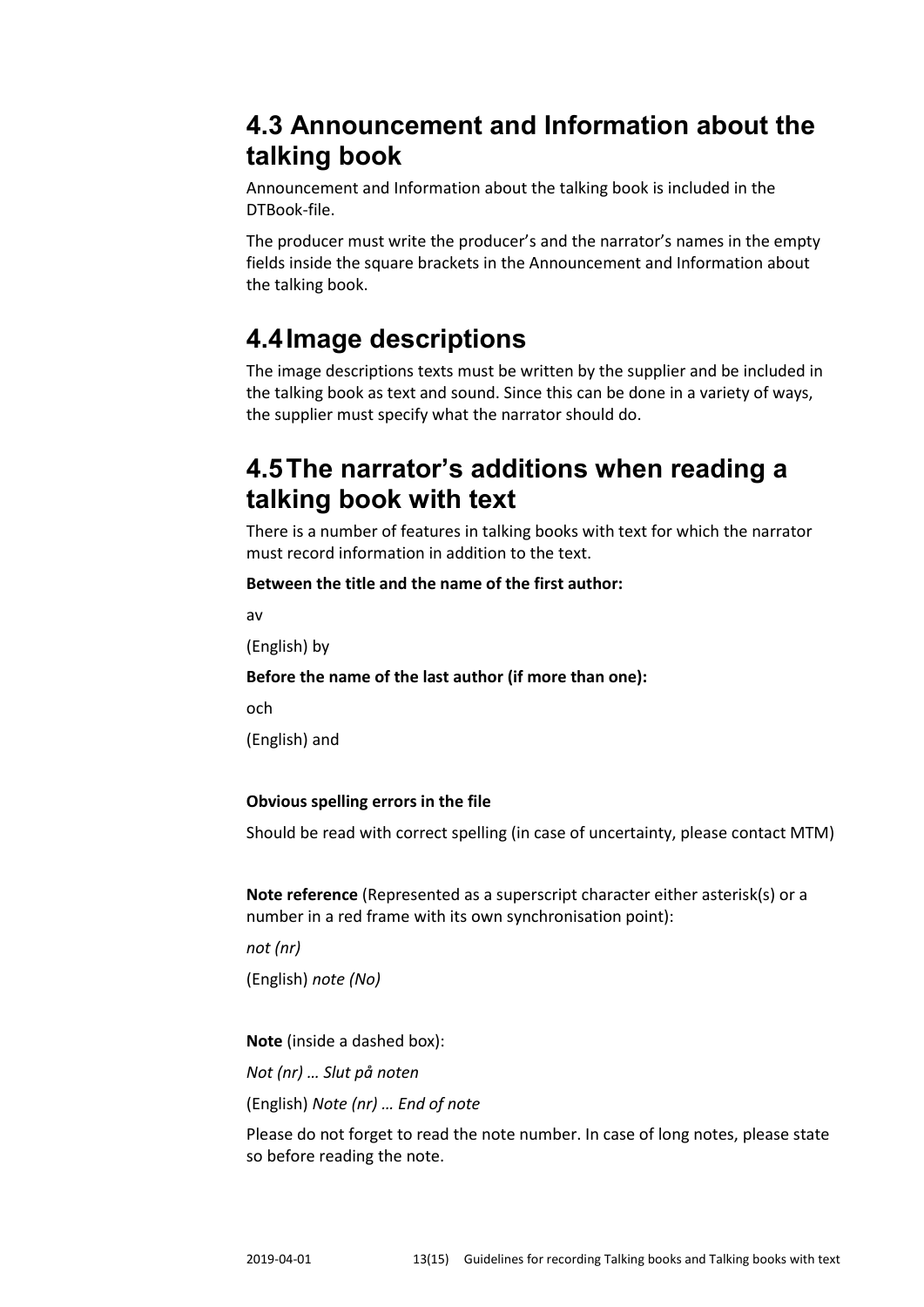## 4.3 Announcement and Information about the talking book

Announcement and Information about the talking book is included in the DTBook-file.

The producer must write the producer's and the narrator's names in the empty fields inside the square brackets in the Announcement and Information about the talking book.

## 4.4 Image descriptions

The image descriptions texts must be written by the supplier and be included in the talking book as text and sound. Since this can be done in a variety of ways, the supplier must specify what the narrator should do.

## 4.5 The narrator's additions when reading a talking book with text

There is a number of features in talking books with text for which the narrator must record information in addition to the text.

**Between the title and the name of the first author:**

av

(English) by

**Before the name of the last author (if more than one):**

och

(English) and

**Obvious spelling errors in the file**

Should be read with correct spelling (in case of uncertainty, please contact MTM)

**Note reference** (Represented as a superscript character either asterisk(s) or a number in a red frame with its own synchronisation point):

*not (nr)*

(English) *note (No)*

**Note** (inside a dashed box):

*Not (nr) … Slut på noten*

(English) *Note (nr) … End of note*

Please do not forget to read the note number. In case of long notes, please state so before reading the note.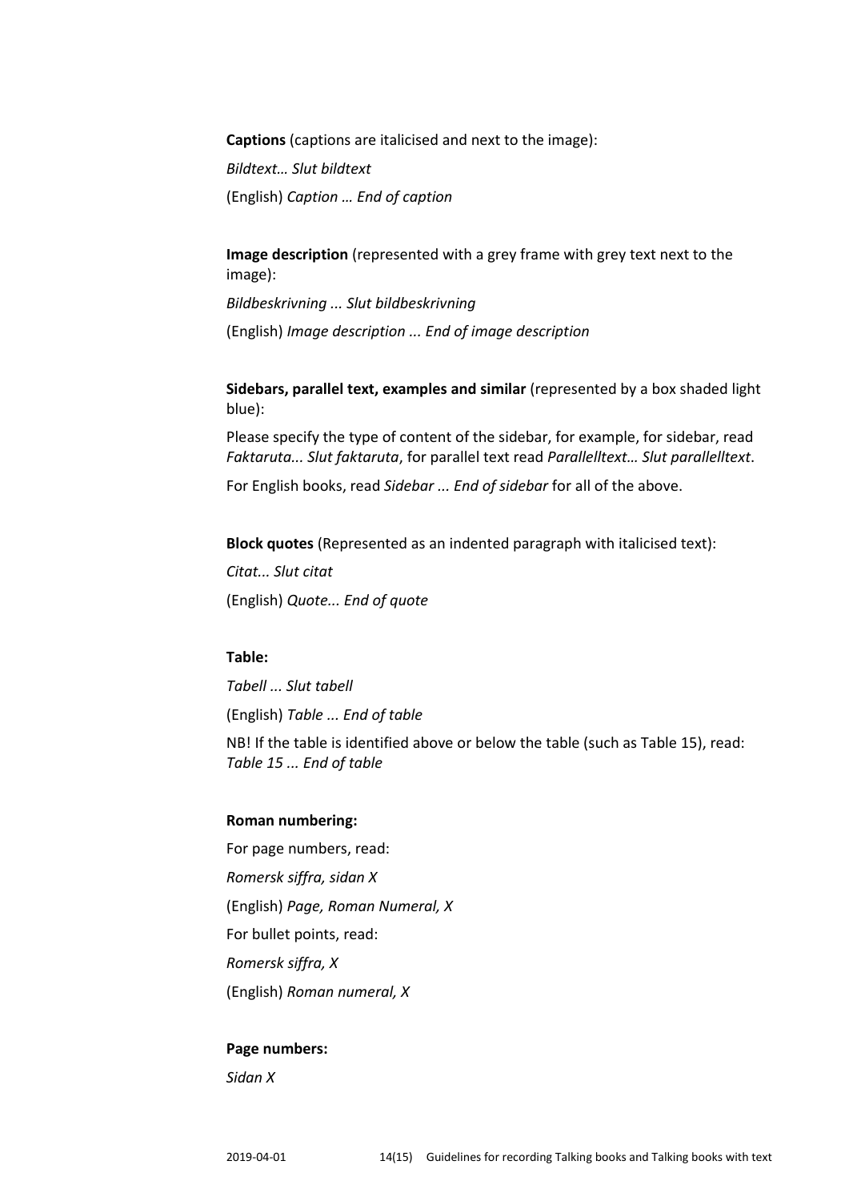**Captions** (captions are italicised and next to the image):

*Bildtext… Slut bildtext*

(English) *Caption … End of caption*

**Image description** (represented with a grey frame with grey text next to the image):

*Bildbeskrivning ... Slut bildbeskrivning*

(English) *Image description ... End of image description*

**Sidebars, parallel text, examples and similar** (represented by a box shaded light blue):

Please specify the type of content of the sidebar, for example, for sidebar, read *Faktaruta... Slut faktaruta*, for parallel text read *Parallelltext… Slut parallelltext*.

For English books, read *Sidebar ... End of sidebar* for all of the above.

**Block quotes** (Represented as an indented paragraph with italicised text):

*Citat... Slut citat*

(English) *Quote... End of quote*

**Table:**

*Tabell ... Slut tabell*

(English) *Table ... End of table*

NB! If the table is identified above or below the table (such as Table 15), read: *Table 15 ... End of table*

**Roman numbering:**

For page numbers, read:

*Romersk siffra, sidan X*

(English) *Page, Roman Numeral, X*

For bullet points, read:

*Romersk siffra, X*

(English) *Roman numeral, X*

**Page numbers:**

*Sidan X*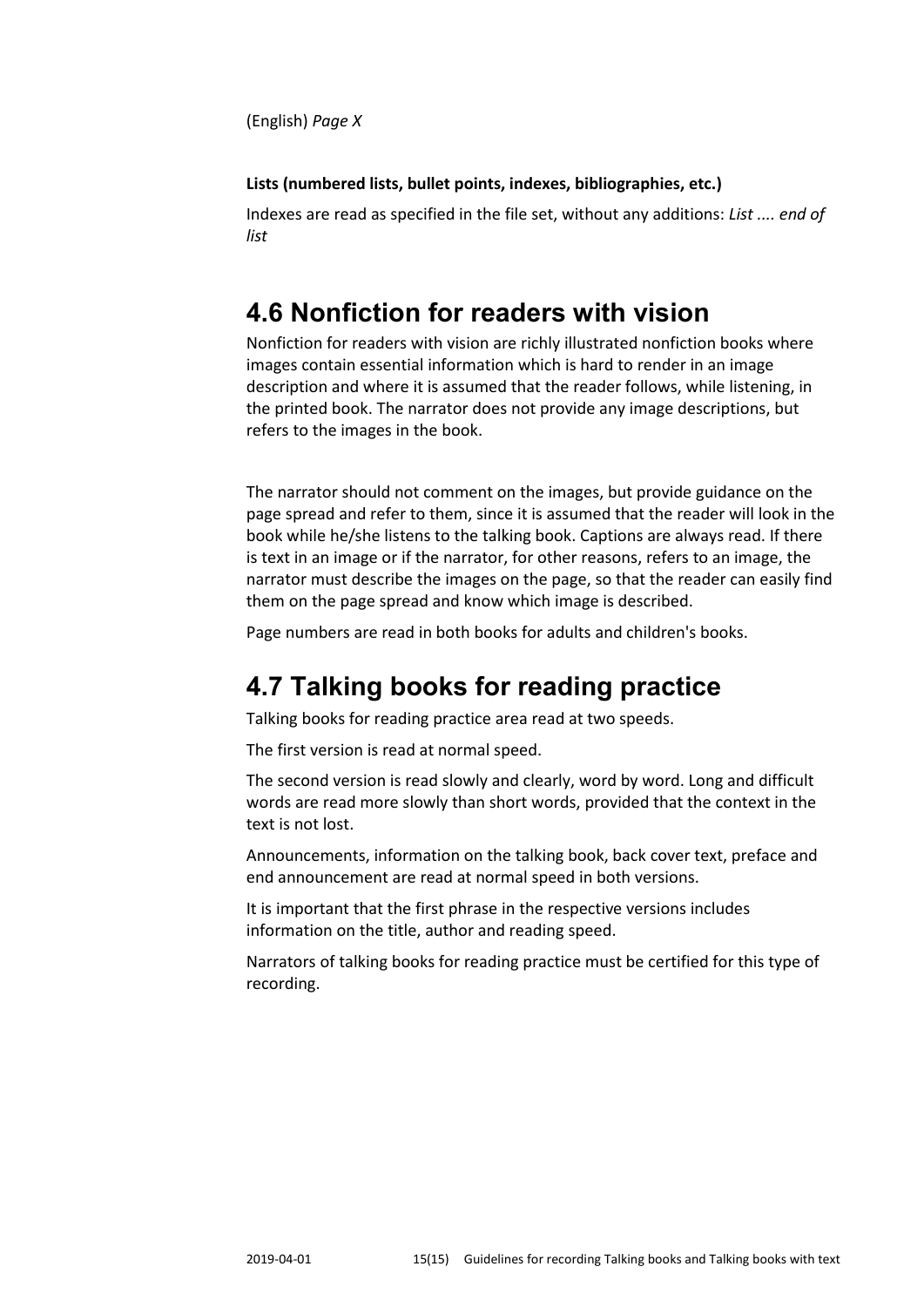(English) *Page X*

**Lists (numbered lists, bullet points, indexes, bibliographies, etc.)**

Indexes are read as specified in the file set, without any additions: *List .... end of list*

# 4.6 Nonfiction for readers with vision

Nonfiction for readers with vision are richly illustrated nonfiction books where images contain essential information which is hard to render in an image description and where it is assumed that the reader follows, while listening, in the printed book. The narrator does not provide any image descriptions, but refers to the images in the book.

The narrator should not comment on the images, but provide guidance on the page spread and refer to them, since it is assumed that the reader will look in the book while he/she listens to the talking book. Captions are always read. If there is text in an image or if the narrator, for other reasons, refers to an image, the narrator must describe the images on the page, so that the reader can easily find them on the page spread and know which image is described.

Page numbers are read in both books for adults and children's books.

# 4.7 Talking books for reading practice

Talking books for reading practice area read at two speeds.

The first version is read at normal speed.

The second version is read slowly and clearly, word by word. Long and difficult words are read more slowly than short words, provided that the context in the text is not lost.

Announcements, information on the talking book, back cover text, preface and end announcement are read at normal speed in both versions.

It is important that the first phrase in the respective versions includes information on the title, author and reading speed.

Narrators of talking books for reading practice must be certified for this type of recording.